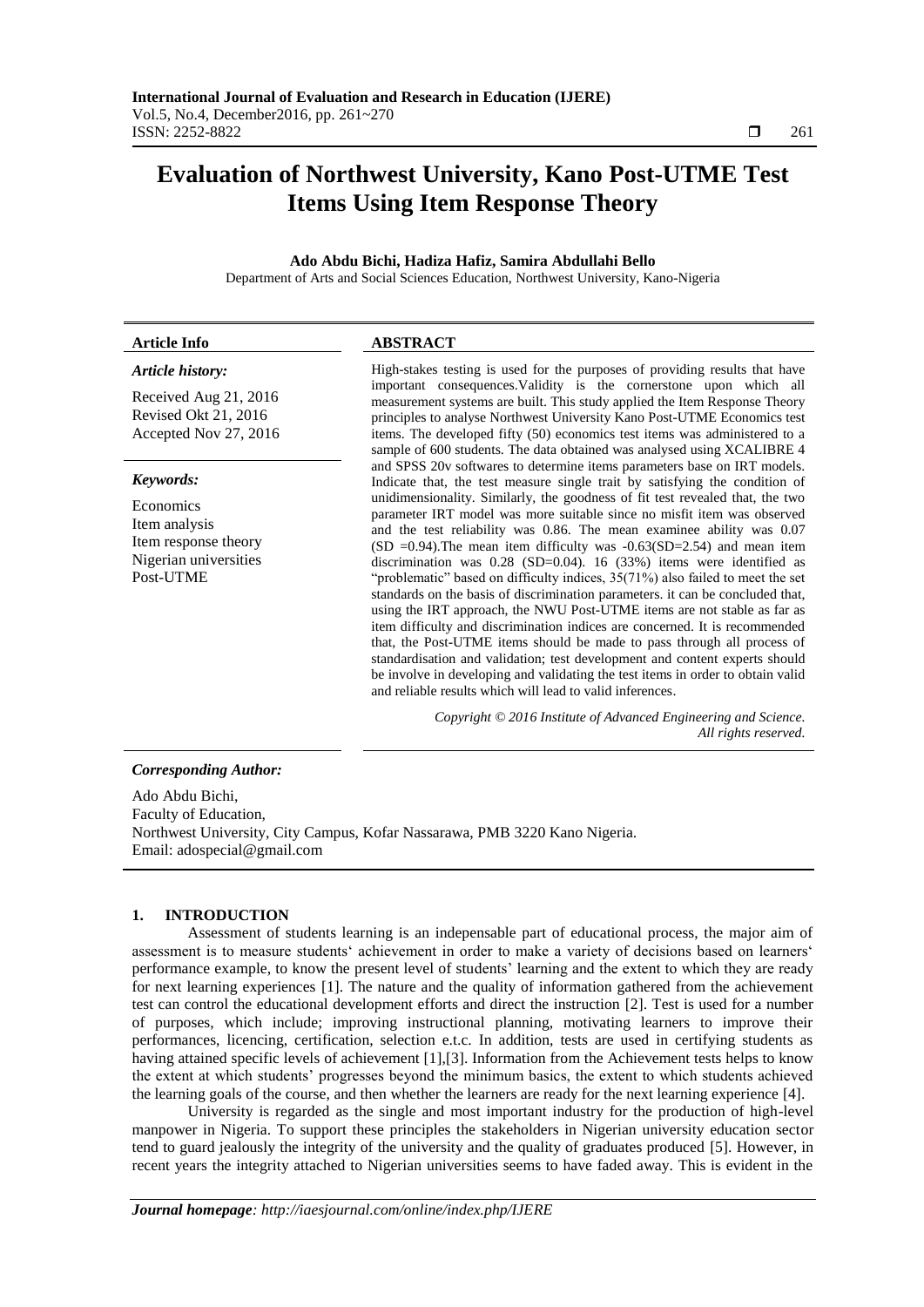# Evaluation of Northwest University, Kano Post-UTME Test Items Using Item Response Theory

**Ado Abdu Bichi, Hadiza Hafiz, Samira Abdullahi Bello**

Department of Arts and Social Sciences Education, Northwest University, Kano-Nigeria

| Article Info | ABSTRACT |
|---|---|
| ***Article history:*** Received Aug 21, 2016 Revised Okt 21, 2016 Accepted Nov 27, 2016 | High-stakes testing is used for the purposes of providing results that have important consequences.Validity is the cornerstone upon which all measurement systems are built. This study applied the Item Response Theory principles to analyse Northwest University Kano Post-UTME Economics test items. The developed fifty (50) economics test items was administered to a sample of 600 students. The data obtained was analysed using XCALIBRE 4 and SPSS 20v softwares to determine items parameters base on IRT models. Indicate that, the test measure single trait by satisfying the condition of unidimensionality. Similarly, the goodness of fit test revealed that, the two parameter IRT model was more suitable since no misfit item was observed and the test reliability was 0.86. The mean examinee ability was 0.07 (SD =0.94).The mean item difficulty was -0.63(SD=2.54) and mean item discrimination was 0.28 (SD=0.04). 16 (33%) items were identified as "problematic" based on difficulty indices, 35(71%) also failed to meet the set standards on the basis of discrimination parameters. it can be concluded that, using the IRT approach, the NWU Post-UTME items are not stable as far as item difficulty and discrimination indices are concerned. It is recommended that, the Post-UTME items should be made to pass through all process of standardisation and validation; test development and content experts should be involve in developing and validating the test items in order to obtain valid and reliable results which will lead to valid inferences. |
| ***Keywords:*** Economics Item analysis Item response theory Nigerian universities Post-UTME | *Copyright © 2016 Institute of Advanced Engineering and Science. All rights reserved.* |

***Corresponding Author:***

Ado Abdu Bichi,
Faculty of Education,
Northwest University, City Campus, Kofar Nassarawa, PMB 3220 Kano Nigeria.
Email: adospecial@gmail.com

## 1. INTRODUCTION

Assessment of students learning is an indepensable part of educational process, the major aim of assessment is to measure students' achievement in order to make a variety of decisions based on learners' performance example, to know the present level of students' learning and the extent to which they are ready for next learning experiences [1]. The nature and the quality of information gathered from the achievement test can control the educational development efforts and direct the instruction [2]. Test is used for a number of purposes, which include; improving instructional planning, motivating learners to improve their performances, licencing, certification, selection e.t.c. In addition, tests are used in certifying students as having attained specific levels of achievement [1],[3]. Information from the Achievement tests helps to know the extent at which students' progresses beyond the minimum basics, the extent to which students achieved the learning goals of the course, and then whether the learners are ready for the next learning experience [4].

University is regarded as the single and most important industry for the production of high-level manpower in Nigeria. To support these principles the stakeholders in Nigerian university education sector tend to guard jealously the integrity of the university and the quality of graduates produced [5]. However, in recent years the integrity attached to Nigerian universities seems to have faded away. This is evident in the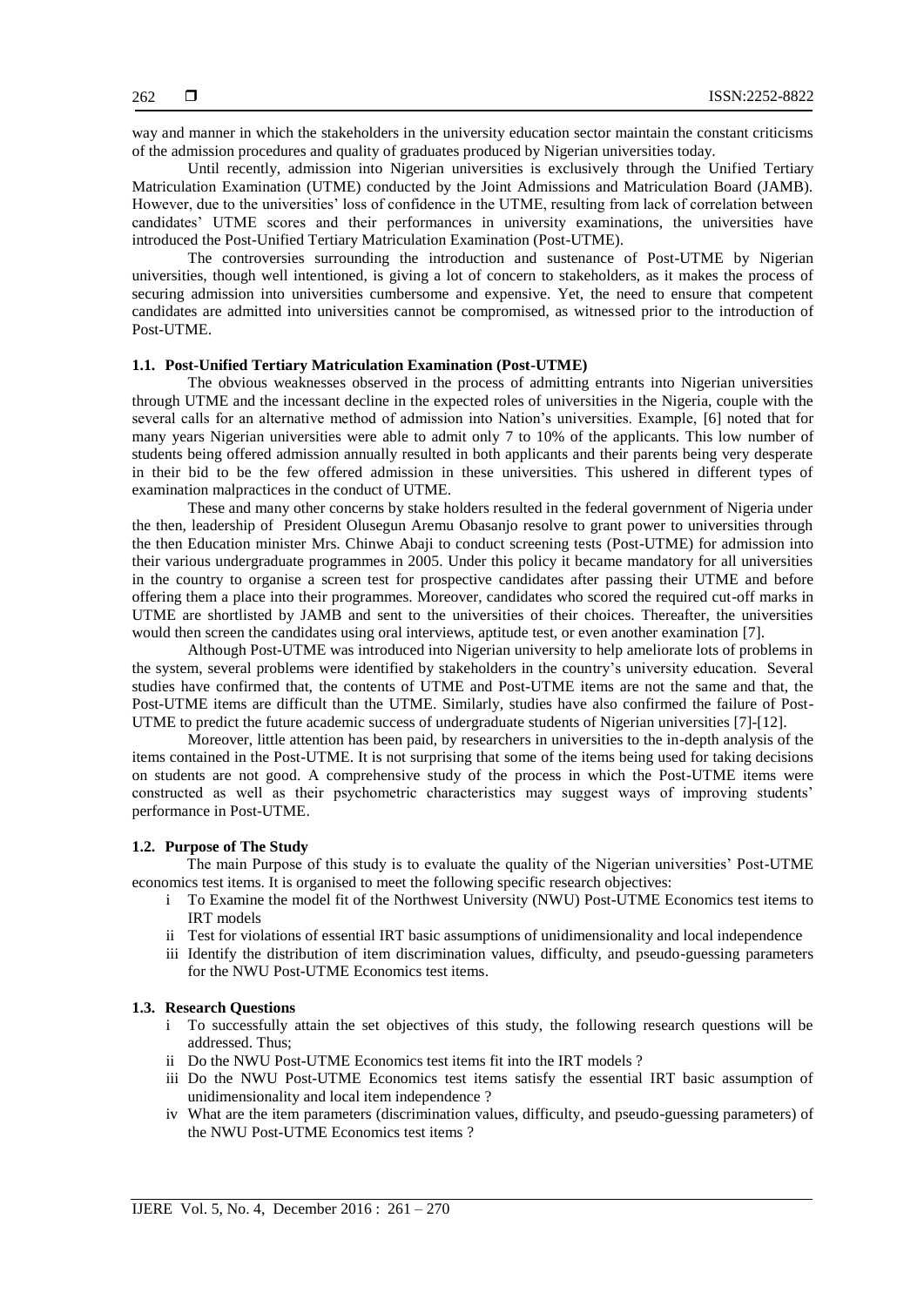way and manner in which the stakeholders in the university education sector maintain the constant criticisms of the admission procedures and quality of graduates produced by Nigerian universities today.

Until recently, admission into Nigerian universities is exclusively through the Unified Tertiary Matriculation Examination (UTME) conducted by the Joint Admissions and Matriculation Board (JAMB). However, due to the universities' loss of confidence in the UTME, resulting from lack of correlation between candidates' UTME scores and their performances in university examinations, the universities have introduced the Post-Unified Tertiary Matriculation Examination (Post-UTME).

The controversies surrounding the introduction and sustenance of Post-UTME by Nigerian universities, though well intentioned, is giving a lot of concern to stakeholders, as it makes the process of securing admission into universities cumbersome and expensive. Yet, the need to ensure that competent candidates are admitted into universities cannot be compromised, as witnessed prior to the introduction of Post-UTME.

### 1.1. Post-Unified Tertiary Matriculation Examination (Post-UTME)

The obvious weaknesses observed in the process of admitting entrants into Nigerian universities through UTME and the incessant decline in the expected roles of universities in the Nigeria, couple with the several calls for an alternative method of admission into Nation's universities. Example, [6] noted that for many years Nigerian universities were able to admit only 7 to 10% of the applicants. This low number of students being offered admission annually resulted in both applicants and their parents being very desperate in their bid to be the few offered admission in these universities. This ushered in different types of examination malpractices in the conduct of UTME.

These and many other concerns by stake holders resulted in the federal government of Nigeria under the then, leadership of President Olusegun Aremu Obasanjo resolve to grant power to universities through the then Education minister Mrs. Chinwe Abaji to conduct screening tests (Post-UTME) for admission into their various undergraduate programmes in 2005. Under this policy it became mandatory for all universities in the country to organise a screen test for prospective candidates after passing their UTME and before offering them a place into their programmes. Moreover, candidates who scored the required cut-off marks in UTME are shortlisted by JAMB and sent to the universities of their choices. Thereafter, the universities would then screen the candidates using oral interviews, aptitude test, or even another examination [7].

Although Post-UTME was introduced into Nigerian university to help ameliorate lots of problems in the system, several problems were identified by stakeholders in the country's university education. Several studies have confirmed that, the contents of UTME and Post-UTME items are not the same and that, the Post-UTME items are difficult than the UTME. Similarly, studies have also confirmed the failure of Post-UTME to predict the future academic success of undergraduate students of Nigerian universities [7]-[12].

Moreover, little attention has been paid, by researchers in universities to the in-depth analysis of the items contained in the Post-UTME. It is not surprising that some of the items being used for taking decisions on students are not good. A comprehensive study of the process in which the Post-UTME items were constructed as well as their psychometric characteristics may suggest ways of improving students' performance in Post-UTME.

### 1.2. Purpose of The Study

The main Purpose of this study is to evaluate the quality of the Nigerian universities' Post-UTME economics test items. It is organised to meet the following specific research objectives:

i To Examine the model fit of the Northwest University (NWU) Post-UTME Economics test items to IRT models

ii Test for violations of essential IRT basic assumptions of unidimensionality and local independence

iii Identify the distribution of item discrimination values, difficulty, and pseudo-guessing parameters for the NWU Post-UTME Economics test items.

### 1.3. Research Questions

i To successfully attain the set objectives of this study, the following research questions will be addressed. Thus;

ii Do the NWU Post-UTME Economics test items fit into the IRT models ?

iii Do the NWU Post-UTME Economics test items satisfy the essential IRT basic assumption of unidimensionality and local item independence ?

iv What are the item parameters (discrimination values, difficulty, and pseudo-guessing parameters) of the NWU Post-UTME Economics test items ?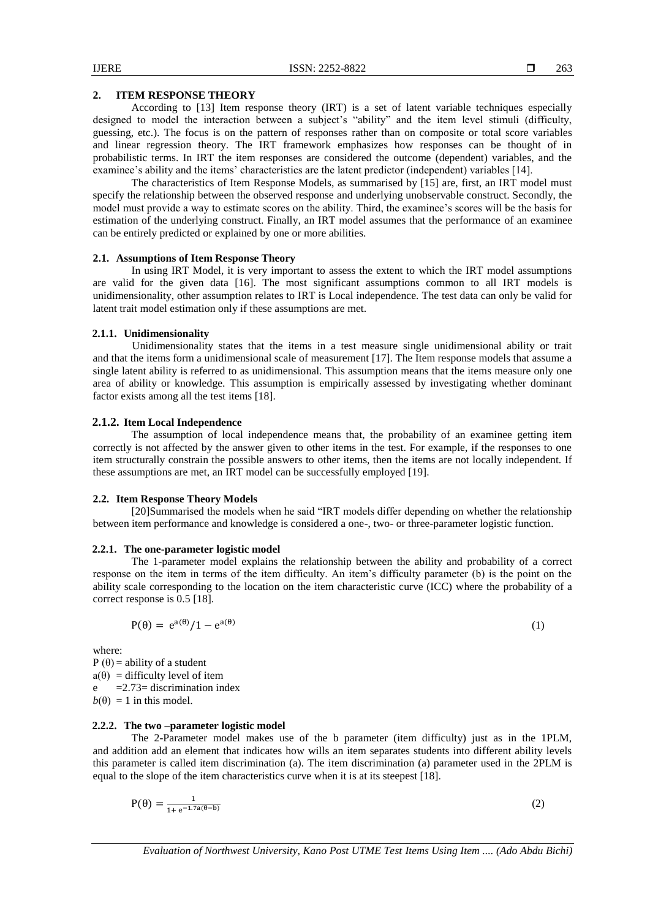## 2. ITEM RESPONSE THEORY

According to [13] Item response theory (IRT) is a set of latent variable techniques especially designed to model the interaction between a subject's "ability" and the item level stimuli (difficulty, guessing, etc.). The focus is on the pattern of responses rather than on composite or total score variables and linear regression theory. The IRT framework emphasizes how responses can be thought of in probabilistic terms. In IRT the item responses are considered the outcome (dependent) variables, and the examinee's ability and the items' characteristics are the latent predictor (independent) variables [14].

The characteristics of Item Response Models, as summarised by [15] are, first, an IRT model must specify the relationship between the observed response and underlying unobservable construct. Secondly, the model must provide a way to estimate scores on the ability. Third, the examinee's scores will be the basis for estimation of the underlying construct. Finally, an IRT model assumes that the performance of an examinee can be entirely predicted or explained by one or more abilities.

### 2.1. Assumptions of Item Response Theory

In using IRT Model, it is very important to assess the extent to which the IRT model assumptions are valid for the given data [16]. The most significant assumptions common to all IRT models is unidimensionality, other assumption relates to IRT is Local independence. The test data can only be valid for latent trait model estimation only if these assumptions are met.

#### 2.1.1. Unidimensionality

Unidimensionality states that the items in a test measure single unidimensional ability or trait and that the items form a unidimensional scale of measurement [17]. The Item response models that assume a single latent ability is referred to as unidimensional. This assumption means that the items measure only one area of ability or knowledge. This assumption is empirically assessed by investigating whether dominant factor exists among all the test items [18].

#### 2.1.2. Item Local Independence

The assumption of local independence means that, the probability of an examinee getting item correctly is not affected by the answer given to other items in the test. For example, if the responses to one item structurally constrain the possible answers to other items, then the items are not locally independent. If these assumptions are met, an IRT model can be successfully employed [19].

### 2.2. Item Response Theory Models

[20]Summarised the models when he said "IRT models differ depending on whether the relationship between item performance and knowledge is considered a one-, two- or three-parameter logistic function.

#### 2.2.1. The one-parameter logistic model

The 1-parameter model explains the relationship between the ability and probability of a correct response on the item in terms of the item difficulty. An item's difficulty parameter (b) is the point on the ability scale corresponding to the location on the item characteristic curve (ICC) where the probability of a correct response is 0.5 [18].

$$P(\theta) = e^{a(\theta)}/1 - e^{a(\theta)} \tag{1}$$

where:
$P(\theta)$ = ability of a student
$a(\theta)$ = difficulty level of item
$e$ =2.73= discrimination index
$b(\theta)$ = 1 in this model.

#### 2.2.2. The two –parameter logistic model

The 2-Parameter model makes use of the b parameter (item difficulty) just as in the 1PLM, and addition add an element that indicates how wills an item separates students into different ability levels this parameter is called item discrimination (a). The item discrimination (a) parameter used in the 2PLM is equal to the slope of the item characteristics curve when it is at its steepest [18].

$$P(\theta) = \frac{1}{1 + e^{-1.7a(\theta - b)}} \tag{2}$$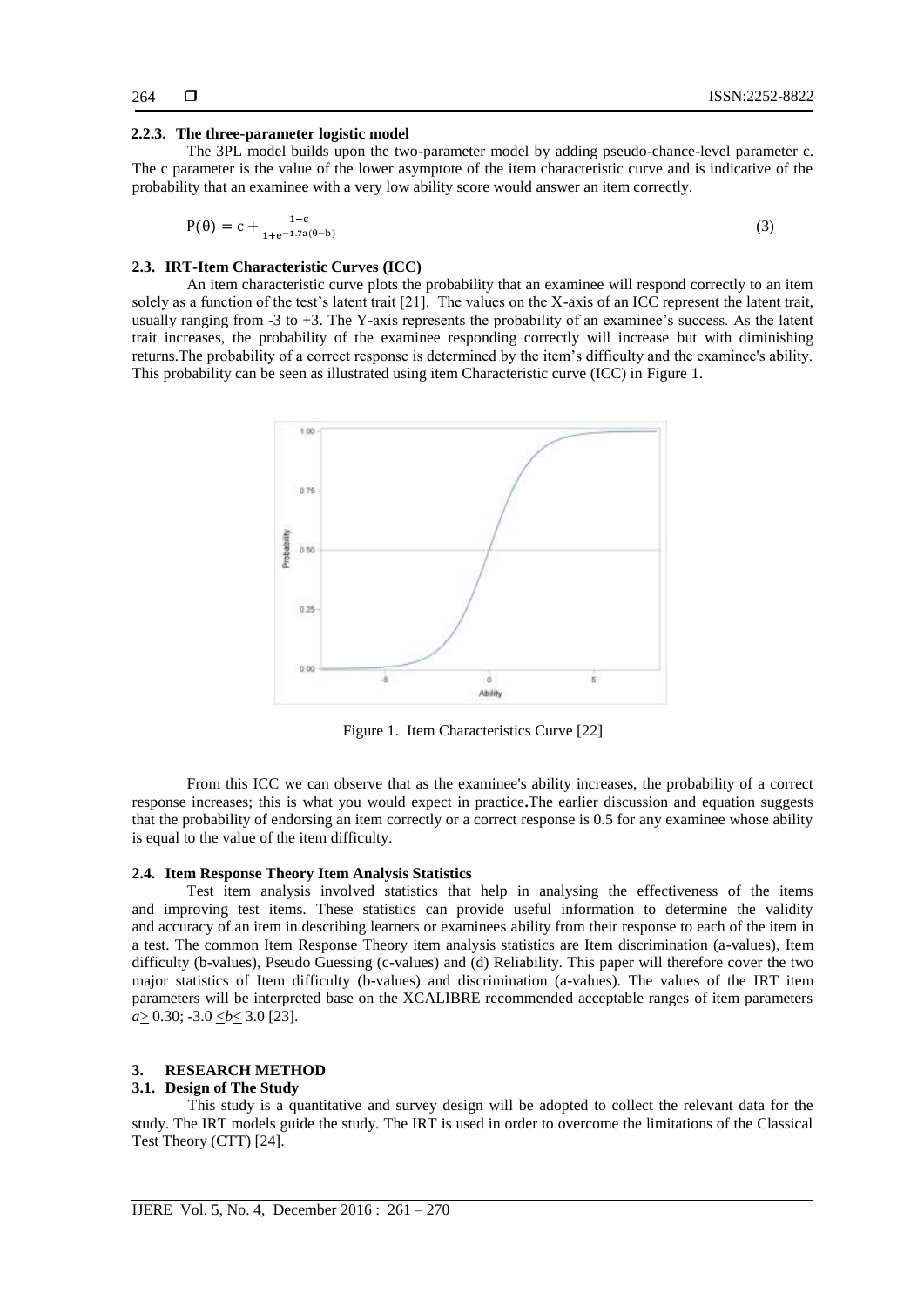#### 2.2.3. The three-parameter logistic model

The 3PL model builds upon the two-parameter model by adding pseudo-chance-level parameter c. The c parameter is the value of the lower asymptote of the item characteristic curve and is indicative of the probability that an examinee with a very low ability score would answer an item correctly.

$$P(\theta) = c + \frac{1-c}{1+e^{-1.7a(\theta-b)}} \quad (3)$$

### 2.3. IRT-Item Characteristic Curves (ICC)

An item characteristic curve plots the probability that an examinee will respond correctly to an item solely as a function of the test's latent trait [21]. The values on the X-axis of an ICC represent the latent trait, usually ranging from -3 to +3. The Y-axis represents the probability of an examinee's success. As the latent trait increases, the probability of the examinee responding correctly will increase but with diminishing returns.The probability of a correct response is determined by the item's difficulty and the examinee's ability. This probability can be seen as illustrated using item Characteristic curve (ICC) in Figure 1.

Figure 1. Item Characteristics Curve [22]

From this ICC we can observe that as the examinee's ability increases, the probability of a correct response increases; this is what you would expect in practice**.**The earlier discussion and equation suggests that the probability of endorsing an item correctly or a correct response is 0.5 for any examinee whose ability is equal to the value of the item difficulty.

### 2.4. Item Response Theory Item Analysis Statistics

Test item analysis involved statistics that help in analysing the effectiveness of the items and improving test items. These statistics can provide useful information to determine the validity and accuracy of an item in describing learners or examinees ability from their response to each of the item in a test. The common Item Response Theory item analysis statistics are Item discrimination (a-values), Item difficulty (b-values), Pseudo Guessing (c-values) and (d) Reliability. This paper will therefore cover the two major statistics of Item difficulty (b-values) and discrimination (a-values). The values of the IRT item parameters will be interpreted base on the XCALIBRE recommended acceptable ranges of item parameters $a \geq 0.30$; $-3.0 \leq b \leq 3.0$ [23].

## 3. RESEARCH METHOD

### 3.1. Design of The Study

This study is a quantitative and survey design will be adopted to collect the relevant data for the study. The IRT models guide the study. The IRT is used in order to overcome the limitations of the Classical Test Theory (CTT) [24].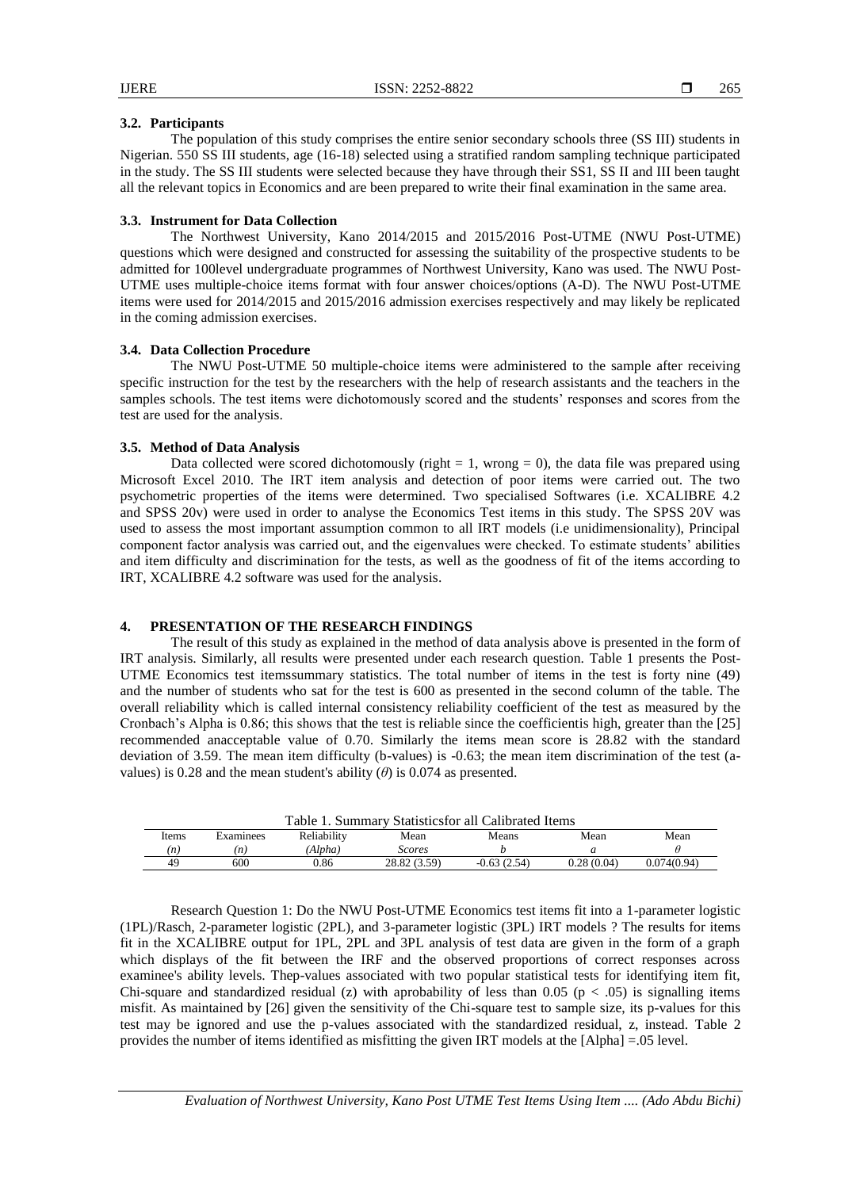### 3.2. Participants

The population of this study comprises the entire senior secondary schools three (SS III) students in Nigerian. 550 SS III students, age (16-18) selected using a stratified random sampling technique participated in the study. The SS III students were selected because they have through their SS1, SS II and III been taught all the relevant topics in Economics and are been prepared to write their final examination in the same area.

### 3.3. Instrument for Data Collection

The Northwest University, Kano 2014/2015 and 2015/2016 Post-UTME (NWU Post-UTME) questions which were designed and constructed for assessing the suitability of the prospective students to be admitted for 100level undergraduate programmes of Northwest University, Kano was used. The NWU Post-UTME uses multiple-choice items format with four answer choices/options (A-D). The NWU Post-UTME items were used for 2014/2015 and 2015/2016 admission exercises respectively and may likely be replicated in the coming admission exercises.

### 3.4. Data Collection Procedure

The NWU Post-UTME 50 multiple-choice items were administered to the sample after receiving specific instruction for the test by the researchers with the help of research assistants and the teachers in the samples schools. The test items were dichotomously scored and the students' responses and scores from the test are used for the analysis.

### 3.5. Method of Data Analysis

Data collected were scored dichotomously (right = 1, wrong = 0), the data file was prepared using Microsoft Excel 2010. The IRT item analysis and detection of poor items were carried out. The two psychometric properties of the items were determined. Two specialised Softwares (i.e. XCALIBRE 4.2 and SPSS 20v) were used in order to analyse the Economics Test items in this study. The SPSS 20V was used to assess the most important assumption common to all IRT models (i.e unidimensionality), Principal component factor analysis was carried out, and the eigenvalues were checked. To estimate students' abilities and item difficulty and discrimination for the tests, as well as the goodness of fit of the items according to IRT, XCALIBRE 4.2 software was used for the analysis.

## 4. PRESENTATION OF THE RESEARCH FINDINGS

The result of this study as explained in the method of data analysis above is presented in the form of IRT analysis. Similarly, all results were presented under each research question. Table 1 presents the Post-UTME Economics test itemssummary statistics. The total number of items in the test is forty nine (49) and the number of students who sat for the test is 600 as presented in the second column of the table. The overall reliability which is called internal consistency reliability coefficient of the test as measured by the Cronbach's Alpha is 0.86; this shows that the test is reliable since the coefficientis high, greater than the [25] recommended anacceptable value of 0.70. Similarly the items mean score is 28.82 with the standard deviation of 3.59. The mean item difficulty (b-values) is -0.63; the mean item discrimination of the test (a-values) is 0.28 and the mean student's ability ($\theta$) is 0.074 as presented.

Table 1. Summary Statisticsfor all Calibrated Items

| Items *(n)* | Examinees *(n)* | Reliability *(Alpha)* | Mean *Scores* | Means *b* | Mean *a* | Mean $\theta$ |
|---|---|---|---|---|---|---|
| 49 | 600 | 0.86 | 28.82 (3.59) | -0.63 (2.54) | 0.28 (0.04) | 0.074(0.94) |

Research Question 1: Do the NWU Post-UTME Economics test items fit into a 1-parameter logistic (1PL)/Rasch, 2-parameter logistic (2PL), and 3-parameter logistic (3PL) IRT models ? The results for items fit in the XCALIBRE output for 1PL, 2PL and 3PL analysis of test data are given in the form of a graph which displays of the fit between the IRF and the observed proportions of correct responses across examinee's ability levels. Thep-values associated with two popular statistical tests for identifying item fit, Chi-square and standardized residual (z) with aprobability of less than 0.05 ($p < .05$) is signalling items misfit. As maintained by [26] given the sensitivity of the Chi-square test to sample size, its p-values for this test may be ignored and use the p-values associated with the standardized residual, z, instead. Table 2 provides the number of items identified as misfitting the given IRT models at the [Alpha] =.05 level.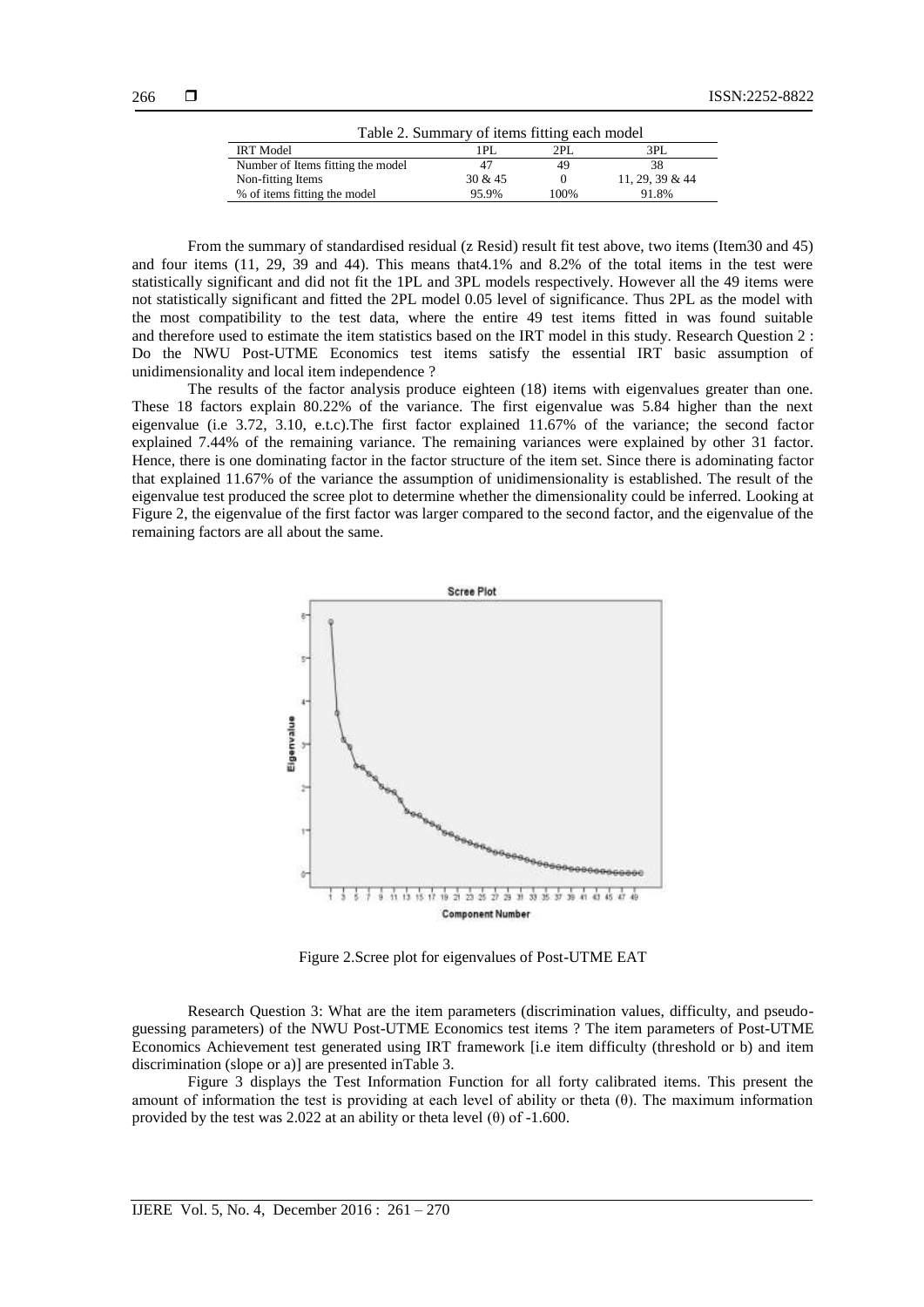Table 2. Summary of items fitting each model

| IRT Model | 1PL | 2PL | 3PL |
|---|---|---|---|
| Number of Items fitting the model | 47 | 49 | 38 |
| Non-fitting Items | 30 & 45 | 0 | 11, 29, 39 & 44 |
| % of items fitting the model | 95.9% | 100% | 91.8% |

From the summary of standardised residual (z Resid) result fit test above, two items (Item30 and 45) and four items (11, 29, 39 and 44). This means that4.1% and 8.2% of the total items in the test were statistically significant and did not fit the 1PL and 3PL models respectively. However all the 49 items were not statistically significant and fitted the 2PL model 0.05 level of significance. Thus 2PL as the model with the most compatibility to the test data, where the entire 49 test items fitted in was found suitable and therefore used to estimate the item statistics based on the IRT model in this study. Research Question 2 : Do the NWU Post-UTME Economics test items satisfy the essential IRT basic assumption of unidimensionality and local item independence ?

The results of the factor analysis produce eighteen (18) items with eigenvalues greater than one. These 18 factors explain 80.22% of the variance. The first eigenvalue was 5.84 higher than the next eigenvalue (i.e 3.72, 3.10, e.t.c).The first factor explained 11.67% of the variance; the second factor explained 7.44% of the remaining variance. The remaining variances were explained by other 31 factor. Hence, there is one dominating factor in the factor structure of the item set. Since there is adominating factor that explained 11.67% of the variance the assumption of unidimensionality is established. The result of the eigenvalue test produced the scree plot to determine whether the dimensionality could be inferred. Looking at Figure 2, the eigenvalue of the first factor was larger compared to the second factor, and the eigenvalue of the remaining factors are all about the same.

Figure 2.Scree plot for eigenvalues of Post-UTME EAT

Research Question 3: What are the item parameters (discrimination values, difficulty, and pseudo-guessing parameters) of the NWU Post-UTME Economics test items ? The item parameters of Post-UTME Economics Achievement test generated using IRT framework [i.e item difficulty (threshold or b) and item discrimination (slope or a)] are presented inTable 3.

Figure 3 displays the Test Information Function for all forty calibrated items. This present the amount of information the test is providing at each level of ability or theta ($\theta$). The maximum information provided by the test was 2.022 at an ability or theta level ($\theta$) of -1.600.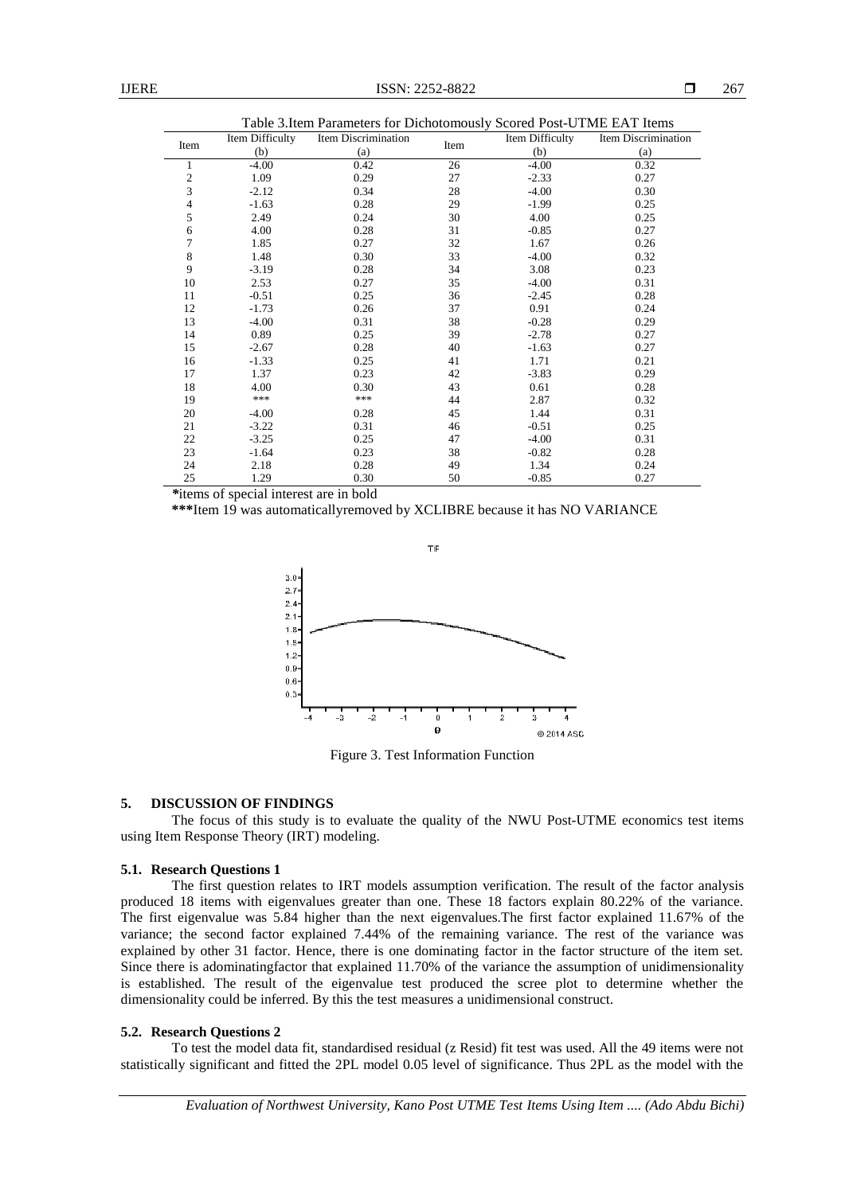Table 3.Item Parameters for Dichotomously Scored Post-UTME EAT Items

| Item | Item Difficulty (b) | Item Discrimination (a) | Item | Item Difficulty (b) | Item Discrimination (a) |
|---|---|---|---|---|---|
| 1 | -4.00 | 0.42 | 26 | -4.00 | 0.32 |
| 2 | 1.09 | 0.29 | 27 | -2.33 | 0.27 |
| 3 | -2.12 | 0.34 | 28 | -4.00 | 0.30 |
| 4 | -1.63 | 0.28 | 29 | -1.99 | 0.25 |
| 5 | 2.49 | 0.24 | 30 | 4.00 | 0.25 |
| 6 | 4.00 | 0.28 | 31 | -0.85 | 0.27 |
| 7 | 1.85 | 0.27 | 32 | 1.67 | 0.26 |
| 8 | 1.48 | 0.30 | 33 | -4.00 | 0.32 |
| 9 | -3.19 | 0.28 | 34 | 3.08 | 0.23 |
| 10 | 2.53 | 0.27 | 35 | -4.00 | 0.31 |
| 11 | -0.51 | 0.25 | 36 | -2.45 | 0.28 |
| 12 | -1.73 | 0.26 | 37 | 0.91 | 0.24 |
| 13 | -4.00 | 0.31 | 38 | -0.28 | 0.29 |
| 14 | 0.89 | 0.25 | 39 | -2.78 | 0.27 |
| 15 | -2.67 | 0.28 | 40 | -1.63 | 0.27 |
| 16 | -1.33 | 0.25 | 41 | 1.71 | 0.21 |
| 17 | 1.37 | 0.23 | 42 | -3.83 | 0.29 |
| 18 | 4.00 | 0.30 | 43 | 0.61 | 0.28 |
| 19 | *** | *** | 44 | 2.87 | 0.32 |
| 20 | -4.00 | 0.28 | 45 | 1.44 | 0.31 |
| 21 | -3.22 | 0.31 | 46 | -0.51 | 0.25 |
| 22 | -3.25 | 0.25 | 47 | -4.00 | 0.31 |
| 23 | -1.64 | 0.23 | 38 | -0.82 | 0.28 |
| 24 | 2.18 | 0.28 | 49 | 1.34 | 0.24 |
| 25 | 1.29 | 0.30 | 50 | -0.85 | 0.27 |

*items of special interest are in bold

***Item 19 was automaticallyremoved by XCLIBRE because it has NO VARIANCE

Figure 3. Test Information Function

## 5. DISCUSSION OF FINDINGS

The focus of this study is to evaluate the quality of the NWU Post-UTME economics test items using Item Response Theory (IRT) modeling.

### 5.1. Research Questions 1

The first question relates to IRT models assumption verification. The result of the factor analysis produced 18 items with eigenvalues greater than one. These 18 factors explain 80.22% of the variance. The first eigenvalue was 5.84 higher than the next eigenvalues.The first factor explained 11.67% of the variance; the second factor explained 7.44% of the remaining variance. The rest of the variance was explained by other 31 factor. Hence, there is one dominating factor in the factor structure of the item set. Since there is adominatingfactor that explained 11.70% of the variance the assumption of unidimensionality is established. The result of the eigenvalue test produced the scree plot to determine whether the dimensionality could be inferred. By this the test measures a unidimensional construct.

### 5.2. Research Questions 2

To test the model data fit, standardised residual (z Resid) fit test was used. All the 49 items were not statistically significant and fitted the 2PL model 0.05 level of significance. Thus 2PL as the model with the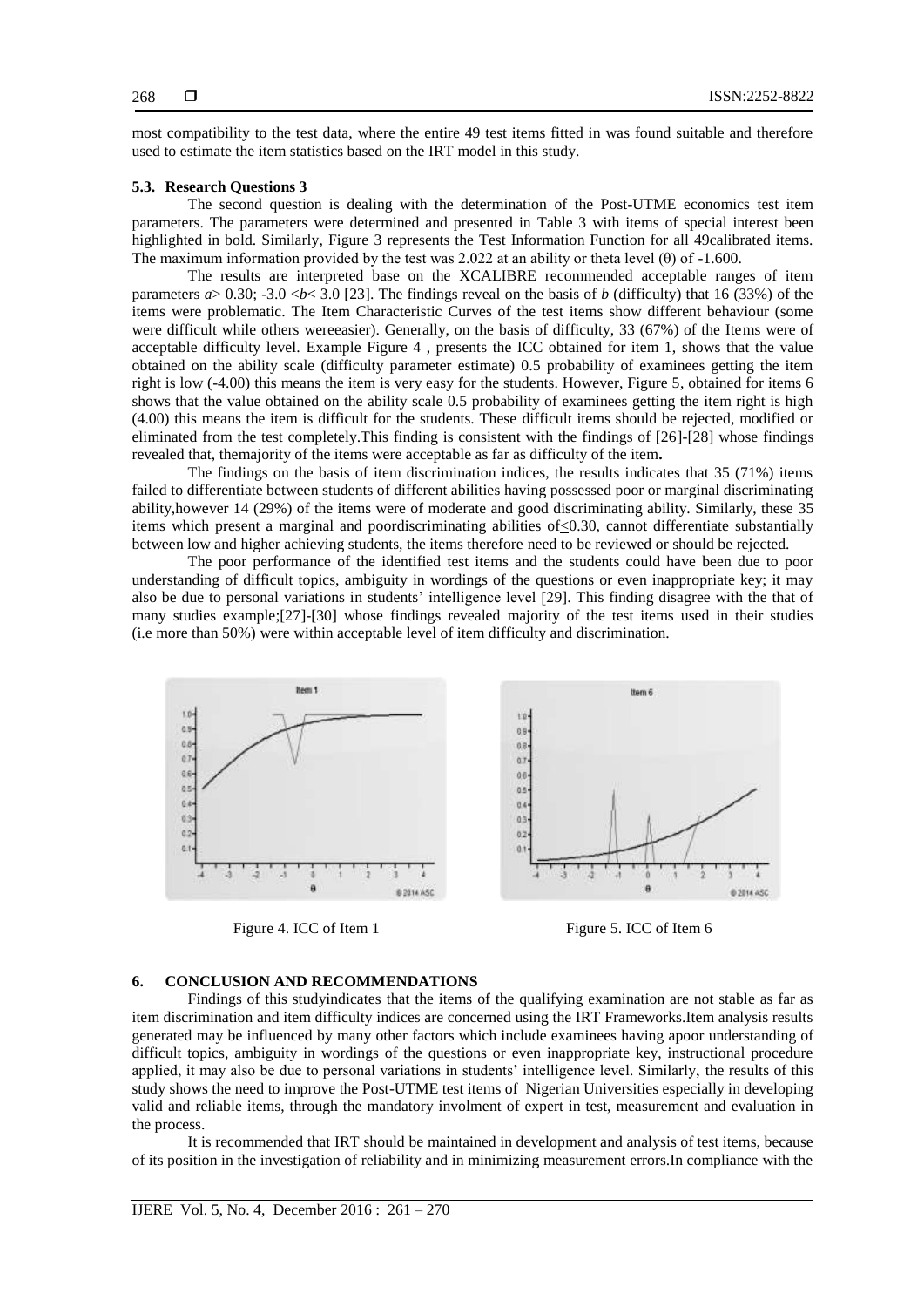most compatibility to the test data, where the entire 49 test items fitted in was found suitable and therefore used to estimate the item statistics based on the IRT model in this study.

### 5.3. Research Questions 3

The second question is dealing with the determination of the Post-UTME economics test item parameters. The parameters were determined and presented in Table 3 with items of special interest been highlighted in bold. Similarly, Figure 3 represents the Test Information Function for all 49calibrated items. The maximum information provided by the test was 2.022 at an ability or theta level (θ) of -1.600.

The results are interpreted base on the XCALIBRE recommended acceptable ranges of item parameters $a \geq 0.30$; $-3.0 \leq b \leq 3.0$ [23]. The findings reveal on the basis of *b* (difficulty) that 16 (33%) of the items were problematic. The Item Characteristic Curves of the test items show different behaviour (some were difficult while others wereeasier). Generally, on the basis of difficulty, 33 (67%) of the Items were of acceptable difficulty level. Example Figure 4 , presents the ICC obtained for item 1, shows that the value obtained on the ability scale (difficulty parameter estimate) 0.5 probability of examinees getting the item right is low (-4.00) this means the item is very easy for the students. However, Figure 5, obtained for items 6 shows that the value obtained on the ability scale 0.5 probability of examinees getting the item right is high (4.00) this means the item is difficult for the students. These difficult items should be rejected, modified or eliminated from the test completely.This finding is consistent with the findings of [26]-[28] whose findings revealed that, themajority of the items were acceptable as far as difficulty of the item**.**

The findings on the basis of item discrimination indices, the results indicates that 35 (71%) items failed to differentiate between students of different abilities having possessed poor or marginal discriminating ability,however 14 (29%) of the items were of moderate and good discriminating ability. Similarly, these 35 items which present a marginal and poordiscriminating abilities of$\leq$0.30, cannot differentiate substantially between low and higher achieving students, the items therefore need to be reviewed or should be rejected.

The poor performance of the identified test items and the students could have been due to poor understanding of difficult topics, ambiguity in wordings of the questions or even inappropriate key; it may also be due to personal variations in students' intelligence level [29]. This finding disagree with the that of many studies example;[27]-[30] whose findings revealed majority of the test items used in their studies (i.e more than 50%) were within acceptable level of item difficulty and discrimination.

Figure 4. ICC of Item 1

Figure 5. ICC of Item 6

## 6. CONCLUSION AND RECOMMENDATIONS

Findings of this studyindicates that the items of the qualifying examination are not stable as far as item discrimination and item difficulty indices are concerned using the IRT Frameworks.Item analysis results generated may be influenced by many other factors which include examinees having apoor understanding of difficult topics, ambiguity in wordings of the questions or even inappropriate key, instructional procedure applied, it may also be due to personal variations in students' intelligence level. Similarly, the results of this study shows the need to improve the Post-UTME test items of Nigerian Universities especially in developing valid and reliable items, through the mandatory involment of expert in test, measurement and evaluation in the process.

It is recommended that IRT should be maintained in development and analysis of test items, because of its position in the investigation of reliability and in minimizing measurement errors.In compliance with the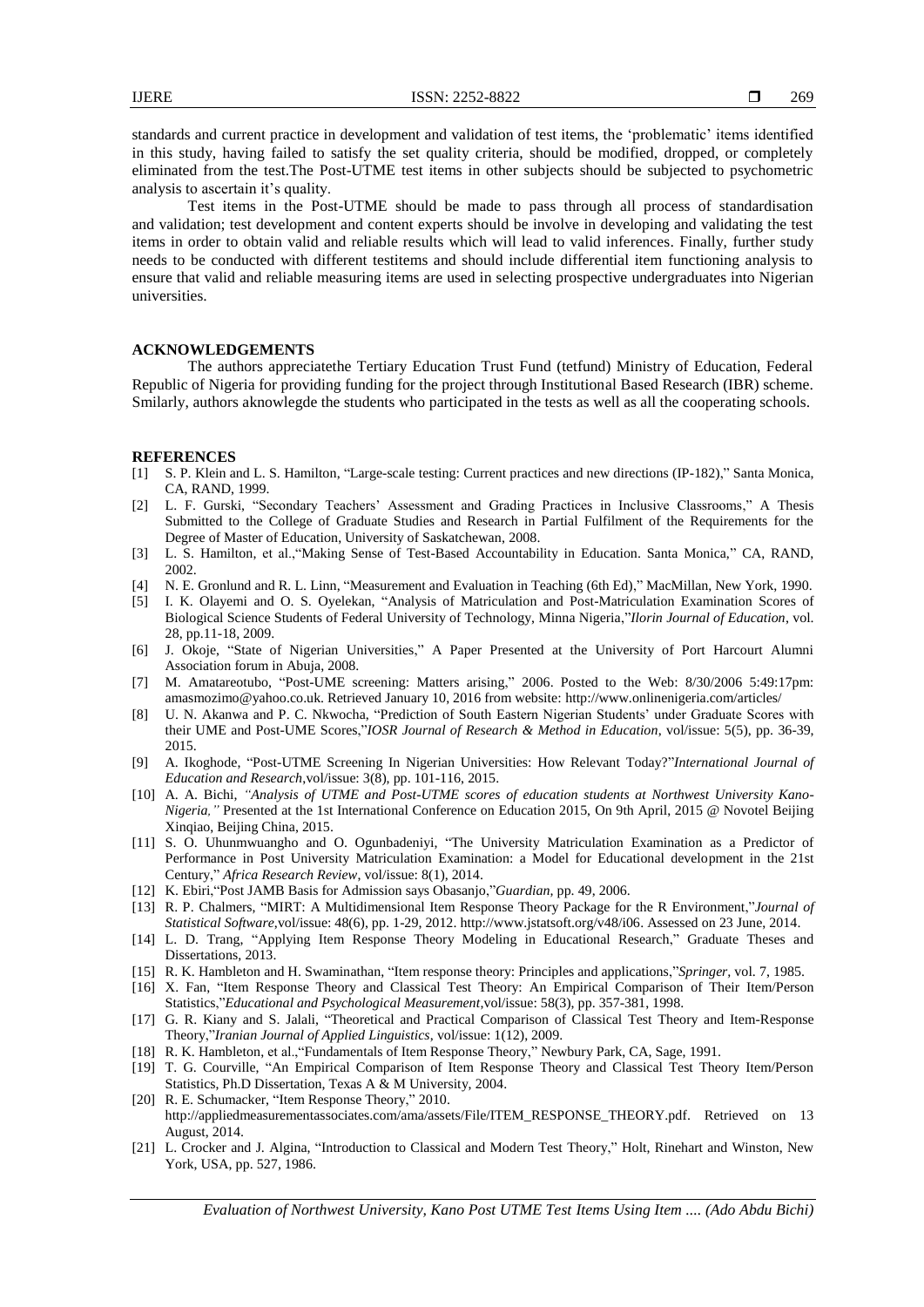standards and current practice in development and validation of test items, the 'problematic' items identified in this study, having failed to satisfy the set quality criteria, should be modified, dropped, or completely eliminated from the test.The Post-UTME test items in other subjects should be subjected to psychometric analysis to ascertain it's quality.

Test items in the Post-UTME should be made to pass through all process of standardisation and validation; test development and content experts should be involve in developing and validating the test items in order to obtain valid and reliable results which will lead to valid inferences. Finally, further study needs to be conducted with different testitems and should include differential item functioning analysis to ensure that valid and reliable measuring items are used in selecting prospective undergraduates into Nigerian universities.

## ACKNOWLEDGEMENTS

The authors appreciatethe Tertiary Education Trust Fund (tetfund) Ministry of Education, Federal Republic of Nigeria for providing funding for the project through Institutional Based Research (IBR) scheme. Smilarly, authors aknowlegde the students who participated in the tests as well as all the cooperating schools.

## REFERENCES

[1] S. P. Klein and L. S. Hamilton, "Large-scale testing: Current practices and new directions (IP-182)," Santa Monica, CA, RAND, 1999.

[2] L. F. Gurski, "Secondary Teachers' Assessment and Grading Practices in Inclusive Classrooms," A Thesis Submitted to the College of Graduate Studies and Research in Partial Fulfilment of the Requirements for the Degree of Master of Education, University of Saskatchewan, 2008.

[3] L. S. Hamilton, et al.,"Making Sense of Test-Based Accountability in Education. Santa Monica," CA, RAND, 2002.

[4] N. E. Gronlund and R. L. Linn, "Measurement and Evaluation in Teaching (6th Ed)," MacMillan, New York, 1990.

[5] I. K. Olayemi and O. S. Oyelekan, "Analysis of Matriculation and Post-Matriculation Examination Scores of Biological Science Students of Federal University of Technology, Minna Nigeria,"*Ilorin Journal of Education*, vol. 28, pp.11-18, 2009.

[6] J. Okoje, "State of Nigerian Universities," A Paper Presented at the University of Port Harcourt Alumni Association forum in Abuja, 2008.

[7] M. Amatareotubo, "Post-UME screening: Matters arising," 2006. Posted to the Web: 8/30/2006 5:49:17pm: amasmozimo@yahoo.co.uk. Retrieved January 10, 2016 from website: http://www.onlinenigeria.com/articles/

[8] U. N. Akanwa and P. C. Nkwocha, "Prediction of South Eastern Nigerian Students' under Graduate Scores with their UME and Post-UME Scores,"*IOSR Journal of Research & Method in Education*, vol/issue: 5(5), pp. 36-39, 2015.

[9] A. Ikoghode, "Post-UTME Screening In Nigerian Universities: How Relevant Today?"*International Journal of Education and Research*,vol/issue: 3(8), pp. 101-116, 2015.

[10] A. A. Bichi, *"Analysis of UTME and Post-UTME scores of education students at Northwest University Kano-Nigeria,"* Presented at the 1st International Conference on Education 2015, On 9th April, 2015 @ Novotel Beijing Xinqiao, Beijing China, 2015.

[11] S. O. Uhunmwuangho and O. Ogunbadeniyi, "The University Matriculation Examination as a Predictor of Performance in Post University Matriculation Examination: a Model for Educational development in the 21st Century," *Africa Research Review*, vol/issue: 8(1), 2014.

[12] K. Ebiri,"Post JAMB Basis for Admission says Obasanjo,"*Guardian*, pp. 49, 2006.

[13] R. P. Chalmers, "MIRT: A Multidimensional Item Response Theory Package for the R Environment,"*Journal of Statistical Software*,vol/issue: 48(6), pp. 1-29, 2012. http://www.jstatsoft.org/v48/i06. Assessed on 23 June, 2014.

[14] L. D. Trang, "Applying Item Response Theory Modeling in Educational Research," Graduate Theses and Dissertations, 2013.

[15] R. K. Hambleton and H. Swaminathan, "Item response theory: Principles and applications,"*Springer*, vol. 7, 1985.

[16] X. Fan, "Item Response Theory and Classical Test Theory: An Empirical Comparison of Their Item/Person Statistics,"*Educational and Psychological Measurement*,vol/issue: 58(3), pp. 357-381, 1998.

[17] G. R. Kiany and S. Jalali, "Theoretical and Practical Comparison of Classical Test Theory and Item-Response Theory,"*Iranian Journal of Applied Linguistics*, vol/issue: 1(12), 2009.

[18] R. K. Hambleton, et al.,"Fundamentals of Item Response Theory," Newbury Park, CA, Sage, 1991.

[19] T. G. Courville, "An Empirical Comparison of Item Response Theory and Classical Test Theory Item/Person Statistics, Ph.D Dissertation, Texas A & M University, 2004.

[20] R. E. Schumacker, "Item Response Theory," 2010. http://appliedmeasurementassociates.com/ama/assets/File/ITEM_RESPONSE_THEORY.pdf. Retrieved on 13 August, 2014.

[21] L. Crocker and J. Algina, "Introduction to Classical and Modern Test Theory," Holt, Rinehart and Winston, New York, USA, pp. 527, 1986.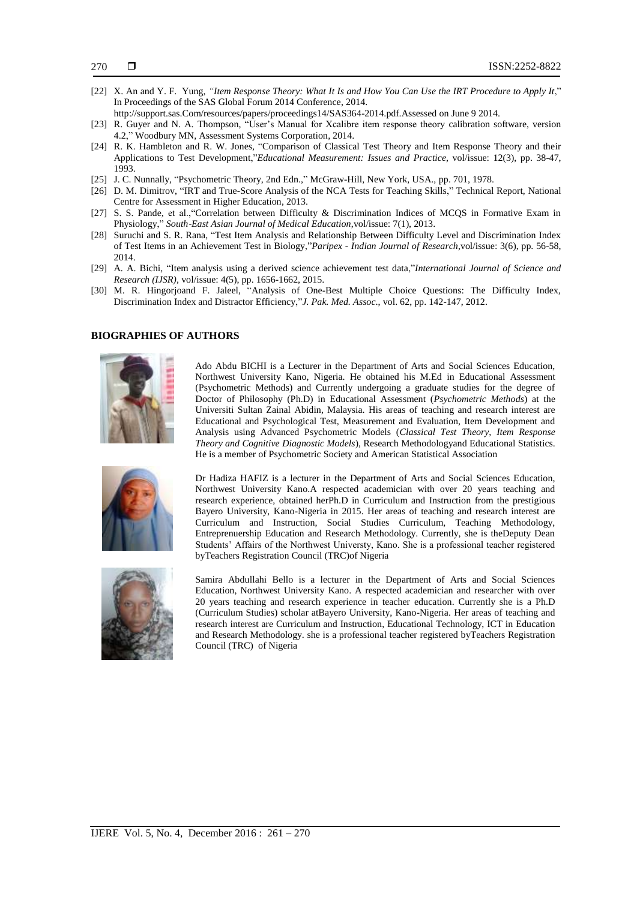[22] X. An and Y. F. Yung, *"Item Response Theory: What It Is and How You Can Use the IRT Procedure to Apply It*," In Proceedings of the SAS Global Forum 2014 Conference, 2014. http://support.sas.Com/resources/papers/proceedings14/SAS364-2014.pdf.Assessed on June 9 2014.

[23] R. Guyer and N. A. Thompson, "User's Manual for Xcalibre item response theory calibration software, version 4.2," Woodbury MN, Assessment Systems Corporation, 2014.

[24] R. K. Hambleton and R. W. Jones, "Comparison of Classical Test Theory and Item Response Theory and their Applications to Test Development,"*Educational Measurement: Issues and Practice*, vol/issue: 12(3), pp. 38-47, 1993.

[25] J. C. Nunnally, "Psychometric Theory, 2nd Edn.," McGraw-Hill, New York, USA., pp. 701, 1978.

[26] D. M. Dimitrov, "IRT and True-Score Analysis of the NCA Tests for Teaching Skills," Technical Report, National Centre for Assessment in Higher Education, 2013.

[27] S. S. Pande, et al.,"Correlation between Difficulty & Discrimination Indices of MCQS in Formative Exam in Physiology," *South-East Asian Journal of Medical Education*,vol/issue: 7(1), 2013.

[28] Suruchi and S. R. Rana, "Test Item Analysis and Relationship Between Difficulty Level and Discrimination Index of Test Items in an Achievement Test in Biology,"*Paripex - Indian Journal of Research*,vol/issue: 3(6), pp. 56-58, 2014.

[29] A. A. Bichi, "Item analysis using a derived science achievement test data,"*International Journal of Science and Research (IJSR)*, vol/issue: 4(5), pp. 1656-1662, 2015.

[30] M. R. Hingorjoand F. Jaleel, "Analysis of One-Best Multiple Choice Questions: The Difficulty Index, Discrimination Index and Distractor Efficiency,"*J. Pak. Med. Assoc*., vol. 62, pp. 142-147, 2012.

## BIOGRAPHIES OF AUTHORS

Ado Abdu BICHI is a Lecturer in the Department of Arts and Social Sciences Education, Northwest University Kano, Nigeria. He obtained his M.Ed in Educational Assessment (Psychometric Methods) and Currently undergoing a graduate studies for the degree of Doctor of Philosophy (Ph.D) in Educational Assessment (*Psychometric Methods*) at the Universiti Sultan Zainal Abidin, Malaysia. His areas of teaching and research interest are Educational and Psychological Test, Measurement and Evaluation, Item Development and Analysis using Advanced Psychometric Models (*Classical Test Theory, Item Response Theory and Cognitive Diagnostic Models*), Research Methodologyand Educational Statistics. He is a member of Psychometric Society and American Statistical Association

Dr Hadiza HAFIZ is a lecturer in the Department of Arts and Social Sciences Education, Northwest University Kano.A respected academician with over 20 years teaching and research experience, obtained herPh.D in Curriculum and Instruction from the prestigious Bayero University, Kano-Nigeria in 2015. Her areas of teaching and research interest are Curriculum and Instruction, Social Studies Curriculum, Teaching Methodology, Entrepreneurship Education and Research Methodology. Currently, she is theDeputy Dean Students' Affairs of the Northwest Universty, Kano. She is a professional teacher registered byTeachers Registration Council (TRC)of Nigeria

Samira Abdullahi Bello is a lecturer in the Department of Arts and Social Sciences Education, Northwest University Kano. A respected academician and researcher with over 20 years teaching and research experience in teacher education. Currently she is a Ph.D (Curriculum Studies) scholar atBayero University, Kano-Nigeria. Her areas of teaching and research interest are Curriculum and Instruction, Educational Technology, ICT in Education and Research Methodology. she is a professional teacher registered byTeachers Registration Council (TRC) of Nigeria